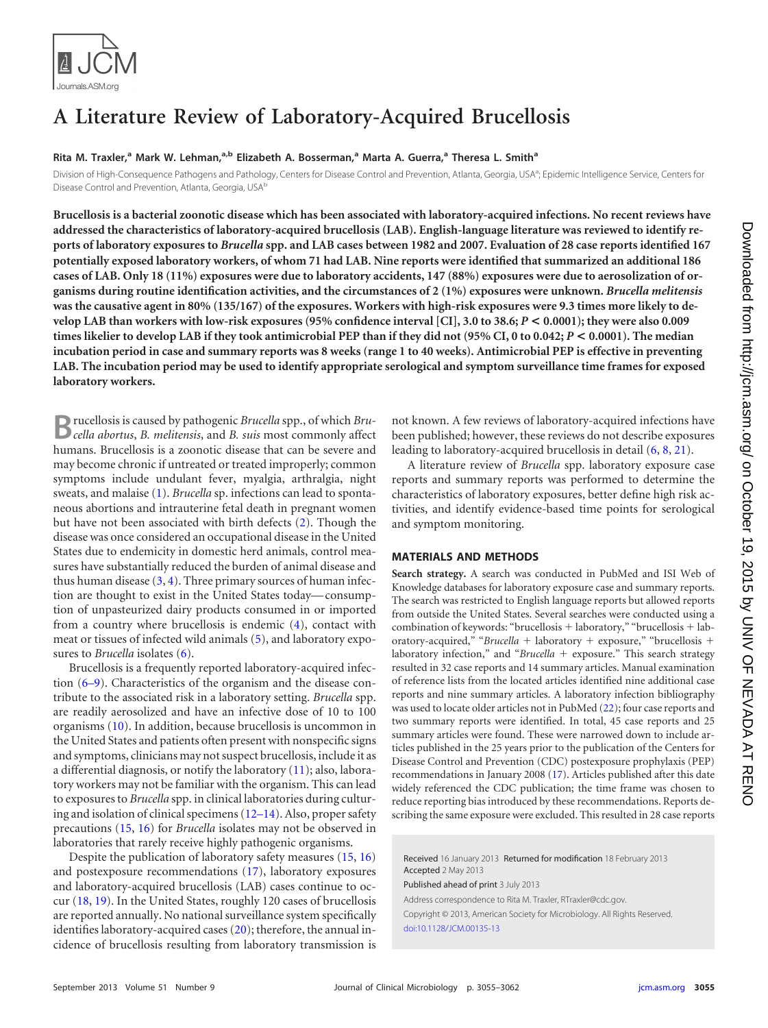# A Literature Review of Laboratory-Acquired Brucellosis

**Rita M. Traxler,[a] Mark W. Lehman,[a,b] Elizabeth A. Bosserman,[a] Marta A. Guerra,[a] Theresa L. Smith[a]**

Division of High-Consequence Pathogens and Pathology, Centers for Disease Control and Prevention, Atlanta, Georgia, USA[a]; Epidemic Intelligence Service, Centers for Disease Control and Prevention, Atlanta, Georgia, USA[b]

**Brucellosis is a bacterial zoonotic disease which has been associated with laboratory-acquired infections. No recent reviews have addressed the characteristics of laboratory-acquired brucellosis (LAB). English-language literature was reviewed to identify reports of laboratory exposures to *Brucella* spp. and LAB cases between 1982 and 2007. Evaluation of 28 case reports identified 167 potentially exposed laboratory workers, of whom 71 had LAB. Nine reports were identified that summarized an additional 186 cases of LAB. Only 18 (11%) exposures were due to laboratory accidents, 147 (88%) exposures were due to aerosolization of organisms during routine identification activities, and the circumstances of 2 (1%) exposures were unknown. *Brucella melitensis* was the causative agent in 80% (135/167) of the exposures. Workers with high-risk exposures were 9.3 times more likely to develop LAB than workers with low-risk exposures (95% confidence interval [CI], 3.0 to 38.6; $P < 0.0001$); they were also 0.009 times likelier to develop LAB if they took antimicrobial PEP than if they did not (95% CI, 0 to 0.042; $P < 0.0001$). The median incubation period in case and summary reports was 8 weeks (range 1 to 40 weeks). Antimicrobial PEP is effective in preventing LAB. The incubation period may be used to identify appropriate serological and symptom surveillance time frames for exposed laboratory workers.**

Brucellosis is caused by pathogenic *Brucella* spp., of which *Brucella abortus*, *B. melitensis*, and *B. suis* most commonly affect humans. Brucellosis is a zoonotic disease that can be severe and may become chronic if untreated or treated improperly; common symptoms include undulant fever, myalgia, arthralgia, night sweats, and malaise (1). *Brucella* sp. infections can lead to spontaneous abortions and intrauterine fetal death in pregnant women but have not been associated with birth defects (2). Though the disease was once considered an occupational disease in the United States due to endemicity in domestic herd animals, control measures have substantially reduced the burden of animal disease and thus human disease (3, 4). Three primary sources of human infection are thought to exist in the United States today—consumption of unpasteurized dairy products consumed in or imported from a country where brucellosis is endemic (4), contact with meat or tissues of infected wild animals (5), and laboratory exposures to *Brucella* isolates (6).

Brucellosis is a frequently reported laboratory-acquired infection (6–9). Characteristics of the organism and the disease contribute to the associated risk in a laboratory setting. *Brucella* spp. are readily aerosolized and have an infective dose of 10 to 100 organisms (10). In addition, because brucellosis is uncommon in the United States and patients often present with nonspecific signs and symptoms, clinicians may not suspect brucellosis, include it as a differential diagnosis, or notify the laboratory (11); also, laboratory workers may not be familiar with the organism. This can lead to exposures to *Brucella* spp. in clinical laboratories during culturing and isolation of clinical specimens (12–14). Also, proper safety precautions (15, 16) for *Brucella* isolates may not be observed in laboratories that rarely receive highly pathogenic organisms.

Despite the publication of laboratory safety measures (15, 16) and postexposure recommendations (17), laboratory exposures and laboratory-acquired brucellosis (LAB) cases continue to occur (18, 19). In the United States, roughly 120 cases of brucellosis are reported annually. No national surveillance system specifically identifies laboratory-acquired cases (20); therefore, the annual incidence of brucellosis resulting from laboratory transmission is not known. A few reviews of laboratory-acquired infections have been published; however, these reviews do not describe exposures leading to laboratory-acquired brucellosis in detail (6, 8, 21).

A literature review of *Brucella* spp. laboratory exposure case reports and summary reports was performed to determine the characteristics of laboratory exposures, better define high risk activities, and identify evidence-based time points for serological and symptom monitoring.

## MATERIALS AND METHODS

**Search strategy.** A search was conducted in PubMed and ISI Web of Knowledge databases for laboratory exposure case and summary reports. The search was restricted to English language reports but allowed reports from outside the United States. Several searches were conducted using a combination of keywords: "brucellosis + laboratory," "brucellosis + laboratory-acquired," "*Brucella* + laboratory + exposure," "brucellosis + laboratory infection," and "*Brucella* + exposure." This search strategy resulted in 32 case reports and 14 summary articles. Manual examination of reference lists from the located articles identified nine additional case reports and nine summary articles. A laboratory infection bibliography was used to locate older articles not in PubMed (22); four case reports and two summary reports were identified. In total, 45 case reports and 25 summary articles were found. These were narrowed down to include articles published in the 25 years prior to the publication of the Centers for Disease Control and Prevention (CDC) postexposure prophylaxis (PEP) recommendations in January 2008 (17). Articles published after this date widely referenced the CDC publication; the time frame was chosen to reduce reporting bias introduced by these recommendations. Reports describing the same exposure were excluded. This resulted in 28 case reports

Received 16 January 2013 Returned for modification 18 February 2013 Accepted 2 May 2013

Published ahead of print 3 July 2013

Address correspondence to Rita M. Traxler, RTraxler@cdc.gov.

Copyright © 2013, American Society for Microbiology. All Rights Reserved.

doi:10.1128/JCM.00135-13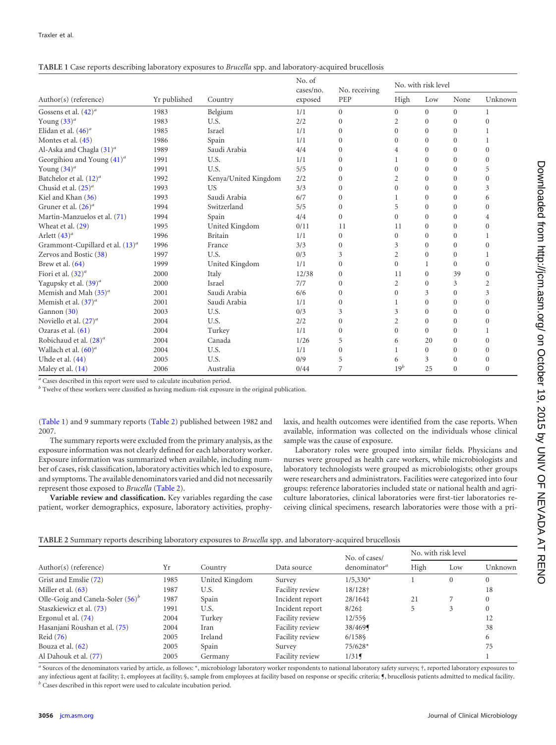TABLE 1 Case reports describing laboratory exposures to *Brucella* spp. and laboratory-acquired brucellosis

| Author(s) (reference) | Yr published | Country | No. of cases/no. exposed | No. receiving PEP | No. with risk level | | | |
|---|---|---|---|---|---|---|---|---|
| | | | | | High | Low | None | Unknown |
| Gossens et al. (42)[a] | 1983 | Belgium | 1/1 | 0 | 0 | 0 | 0 | 1 |
| Young (33)[a] | 1983 | U.S. | 2/2 | 0 | 2 | 0 | 0 | 0 |
| Elidan et al. (46)[a] | 1985 | Israel | 1/1 | 0 | 0 | 0 | 0 | 1 |
| Montes et al. (45) | 1986 | Spain | 1/1 | 0 | 0 | 0 | 0 | 1 |
| Al-Aska and Chagla (31)[a] | 1989 | Saudi Arabia | 4/4 | 0 | 4 | 0 | 0 | 0 |
| Georgihiou and Young (41)[a] | 1991 | U.S. | 1/1 | 0 | 1 | 0 | 0 | 0 |
| Young (34)[a] | 1991 | U.S. | 5/5 | 0 | 0 | 0 | 0 | 5 |
| Batchelor et al. (12)[a] | 1992 | Kenya/United Kingdom | 2/2 | 0 | 2 | 0 | 0 | 0 |
| Chusid et al. (25)[a] | 1993 | US | 3/3 | 0 | 0 | 0 | 0 | 3 |
| Kiel and Khan (36) | 1993 | Saudi Arabia | 6/7 | 0 | 1 | 0 | 0 | 6 |
| Gruner et al. (26)[a] | 1994 | Switzerland | 5/5 | 0 | 5 | 0 | 0 | 0 |
| Martin-Manzuelos et al. (71) | 1994 | Spain | 4/4 | 0 | 0 | 0 | 0 | 4 |
| Wheat et al. (29) | 1995 | United Kingdom | 0/11 | 11 | 11 | 0 | 0 | 0 |
| Arlett (43)[a] | 1996 | Britain | 1/1 | 0 | 0 | 0 | 0 | 1 |
| Grammont-Cupillard et al. (13)[a] | 1996 | France | 3/3 | 0 | 3 | 0 | 0 | 0 |
| Zervos and Bostic (38) | 1997 | U.S. | 0/3 | 3 | 2 | 0 | 0 | 1 |
| Brew et al. (64) | 1999 | United Kingdom | 1/1 | 0 | 0 | 1 | 0 | 0 |
| Fiori et al. (32)[a] | 2000 | Italy | 12/38 | 0 | 11 | 0 | 39 | 0 |
| Yagupsky et al. (39)[a] | 2000 | Israel | 7/7 | 0 | 2 | 0 | 3 | 2 |
| Memish and Mah (35)[a] | 2001 | Saudi Arabia | 6/6 | 0 | 0 | 3 | 0 | 3 |
| Memish et al. (37)[a] | 2001 | Saudi Arabia | 1/1 | 0 | 1 | 0 | 0 | 0 |
| Gannon (30) | 2003 | U.S. | 0/3 | 3 | 3 | 0 | 0 | 0 |
| Noviello et al. (27)[a] | 2004 | U.S. | 2/2 | 0 | 2 | 0 | 0 | 0 |
| Ozaras et al. (61) | 2004 | Turkey | 1/1 | 0 | 0 | 0 | 0 | 1 |
| Robichaud et al. (28)[a] | 2004 | Canada | 1/26 | 5 | 6 | 20 | 0 | 0 |
| Wallach et al. (60)[a] | 2004 | U.S. | 1/1 | 0 | 1 | 0 | 0 | 0 |
| Uhde et al. (44) | 2005 | U.S. | 0/9 | 5 | 6 | 3 | 0 | 0 |
| Maley et al. (14) | 2006 | Australia | 0/44 | 7 | 19[b] | 25 | 0 | 0 |

[a] Cases described in this report were used to calculate incubation period.
[b] Twelve of these workers were classified as having medium-risk exposure in the original publication.

(Table 1) and 9 summary reports (Table 2) published between 1982 and 2007.

The summary reports were excluded from the primary analysis, as the exposure information was not clearly defined for each laboratory worker. Exposure information was summarized when available, including number of cases, risk classification, laboratory activities which led to exposure, and symptoms. The available denominators varied and did not necessarily represent those exposed to *Brucella* (Table 2).

**Variable review and classification.** Key variables regarding the case patient, worker demographics, exposure, laboratory activities, prophylaxis, and health outcomes were identified from the case reports. When available, information was collected on the individuals whose clinical sample was the cause of exposure.

Laboratory roles were grouped into similar fields. Physicians and nurses were grouped as health care workers, while microbiologists and laboratory technologists were grouped as microbiologists; other groups were researchers and administrators. Facilities were categorized into four groups: reference laboratories included state or national health and agriculture laboratories, clinical laboratories were first-tier laboratories receiving clinical specimens, research laboratories were those with a pri-

TABLE 2 Summary reports describing laboratory exposures to *Brucella* spp. and laboratory-acquired brucellosis

| Author(s) (reference) | Yr | Country | Data source | No. of cases/ denominator[a] | No. with risk level | | |
|---|---|---|---|---|---|---|---|
| | | | | | High | Low | Unknown |
| Grist and Emslie (72) | 1985 | United Kingdom | Survey | 1/5,330* | 1 | 0 | 0 |
| Miller et al. (63) | 1987 | U.S. | Facility review | 18/128† | | | 18 |
| Olle-Goig and Canela-Soler (56)[b] | 1987 | Spain | Incident report | 28/164‡ | 21 | 7 | 0 |
| Staszkiewicz et al. (73) | 1991 | U.S. | Incident report | 8/26‡ | 5 | 3 | 0 |
| Ergonul et al. (74) | 2004 | Turkey | Facility review | 12/55§ | | | 12 |
| Hasanjani Roushan et al. (75) | 2004 | Iran | Facility review | 38/469¶ | | | 38 |
| Reid (76) | 2005 | Ireland | Facility review | 6/158§ | | | 6 |
| Bouza et al. (62) | 2005 | Spain | Survey | 75/628* | | | 75 |
| Al Dahouk et al. (77) | 2005 | Germany | Facility review | 1/31¶ | | | 1 |

[a] Sources of the denominators varied by article, as follows: *, microbiology laboratory worker respondents to national laboratory safety surveys; †, reported laboratory exposures to any infectious agent at facility; ‡, employees at facility; §, sample from employees at facility based on response or specific criteria; ¶, brucellosis patients admitted to medical facility.
[b] Cases described in this report were used to calculate incubation period.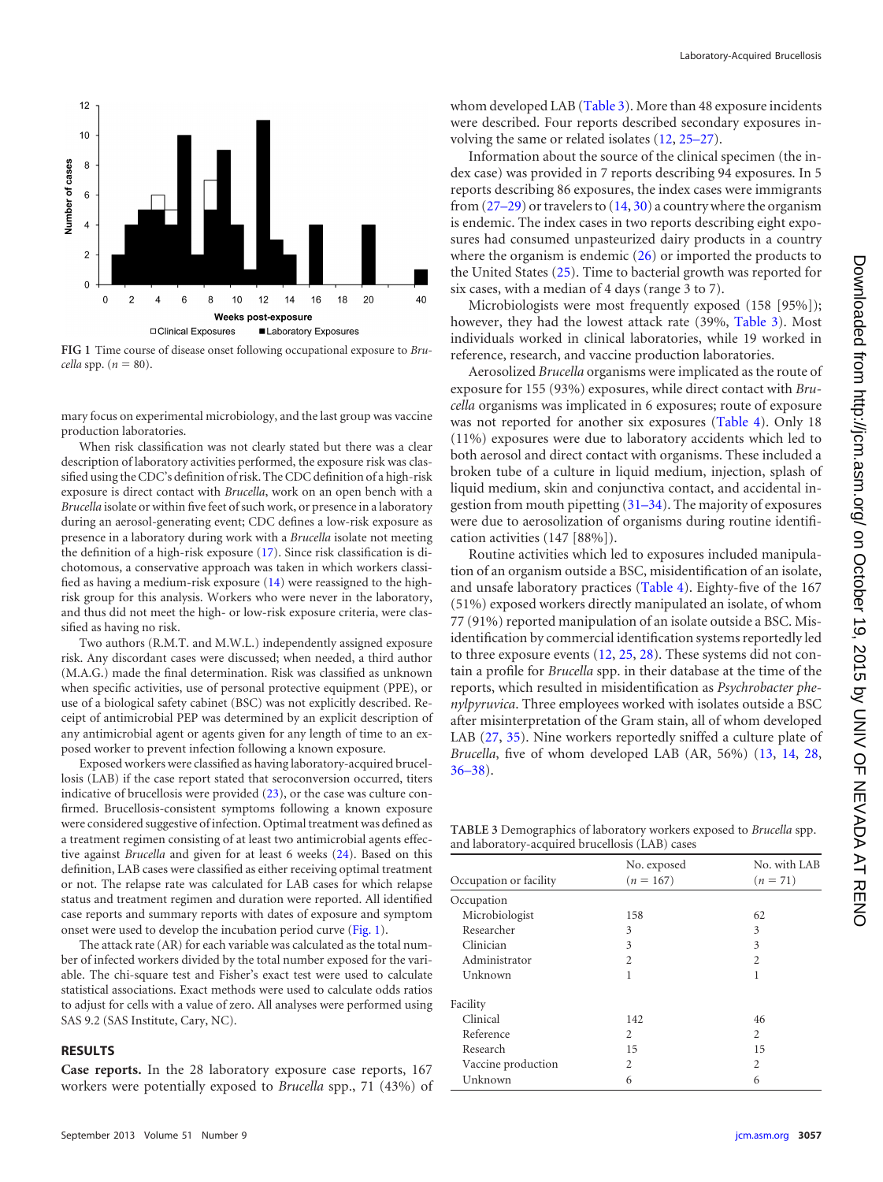FIG 1 Time course of disease onset following occupational exposure to *Brucella* spp. ($n = 80$).

mary focus on experimental microbiology, and the last group was vaccine production laboratories.

When risk classification was not clearly stated but there was a clear description of laboratory activities performed, the exposure risk was classified using the CDC's definition of risk. The CDC definition of a high-risk exposure is direct contact with *Brucella*, work on an open bench with a *Brucella* isolate or within five feet of such work, or presence in a laboratory during an aerosol-generating event; CDC defines a low-risk exposure as presence in a laboratory during work with a *Brucella* isolate not meeting the definition of a high-risk exposure (17). Since risk classification is dichotomous, a conservative approach was taken in which workers classified as having a medium-risk exposure (14) were reassigned to the high-risk group for this analysis. Workers who were never in the laboratory, and thus did not meet the high- or low-risk exposure criteria, were classified as having no risk.

Two authors (R.M.T. and M.W.L.) independently assigned exposure risk. Any discordant cases were discussed; when needed, a third author (M.A.G.) made the final determination. Risk was classified as unknown when specific activities, use of personal protective equipment (PPE), or use of a biological safety cabinet (BSC) was not explicitly described. Receipt of antimicrobial PEP was determined by an explicit description of any antimicrobial agent or agents given for any length of time to an exposed worker to prevent infection following a known exposure.

Exposed workers were classified as having laboratory-acquired brucellosis (LAB) if the case report stated that seroconversion occurred, titers indicative of brucellosis were provided (23), or the case was culture confirmed. Brucellosis-consistent symptoms following a known exposure were considered suggestive of infection. Optimal treatment was defined as a treatment regimen consisting of at least two antimicrobial agents effective against *Brucella* and given for at least 6 weeks (24). Based on this definition, LAB cases were classified as either receiving optimal treatment or not. The relapse rate was calculated for LAB cases for which relapse status and treatment regimen and duration were reported. All identified case reports and summary reports with dates of exposure and symptom onset were used to develop the incubation period curve (Fig. 1).

The attack rate (AR) for each variable was calculated as the total number of infected workers divided by the total number exposed for the variable. The chi-square test and Fisher's exact test were used to calculate statistical associations. Exact methods were used to calculate odds ratios to adjust for cells with a value of zero. All analyses were performed using SAS 9.2 (SAS Institute, Cary, NC).

## RESULTS

**Case reports.** In the 28 laboratory exposure case reports, 167 workers were potentially exposed to *Brucella* spp., 71 (43%) of whom developed LAB (Table 3). More than 48 exposure incidents were described. Four reports described secondary exposures involving the same or related isolates (12, 25–27).

Information about the source of the clinical specimen (the index case) was provided in 7 reports describing 94 exposures. In 5 reports describing 86 exposures, the index cases were immigrants from (27–29) or travelers to (14, 30) a country where the organism is endemic. The index cases in two reports describing eight exposures had consumed unpasteurized dairy products in a country where the organism is endemic (26) or imported the products to the United States (25). Time to bacterial growth was reported for six cases, with a median of 4 days (range 3 to 7).

Microbiologists were most frequently exposed (158 [95%]); however, they had the lowest attack rate (39%, Table 3). Most individuals worked in clinical laboratories, while 19 worked in reference, research, and vaccine production laboratories.

Aerosolized *Brucella* organisms were implicated as the route of exposure for 155 (93%) exposures, while direct contact with *Brucella* organisms was implicated in 6 exposures; route of exposure was not reported for another six exposures (Table 4). Only 18 (11%) exposures were due to laboratory accidents which led to both aerosol and direct contact with organisms. These included a broken tube of a culture in liquid medium, injection, splash of liquid medium, skin and conjunctiva contact, and accidental ingestion from mouth pipetting (31–34). The majority of exposures were due to aerosolization of organisms during routine identification activities (147 [88%]).

Routine activities which led to exposures included manipulation of an organism outside a BSC, misidentification of an isolate, and unsafe laboratory practices (Table 4). Eighty-five of the 167 (51%) exposed workers directly manipulated an isolate, of whom 77 (91%) reported manipulation of an isolate outside a BSC. Misidentification by commercial identification systems reportedly led to three exposure events (12, 25, 28). These systems did not contain a profile for *Brucella* spp. in their database at the time of the reports, which resulted in misidentification as *Psychrobacter phenylpyruvica*. Three employees worked with isolates outside a BSC after misinterpretation of the Gram stain, all of whom developed LAB (27, 35). Nine workers reportedly sniffed a culture plate of *Brucella*, five of whom developed LAB (AR, 56%) (13, 14, 28, 36–38).

TABLE 3 Demographics of laboratory workers exposed to *Brucella* spp. and laboratory-acquired brucellosis (LAB) cases

| Occupation or facility | No. exposed ($n = 167$) | No. with LAB ($n = 71$) |
|---|---|---|
| Occupation | | |
| Microbiologist | 158 | 62 |
| Researcher | 3 | 3 |
| Clinician | 3 | 3 |
| Administrator | 2 | 2 |
| Unknown | 1 | 1 |
| Facility | | |
| Clinical | 142 | 46 |
| Reference | 2 | 2 |
| Research | 15 | 15 |
| Vaccine production | 2 | 2 |
| Unknown | 6 | 6 |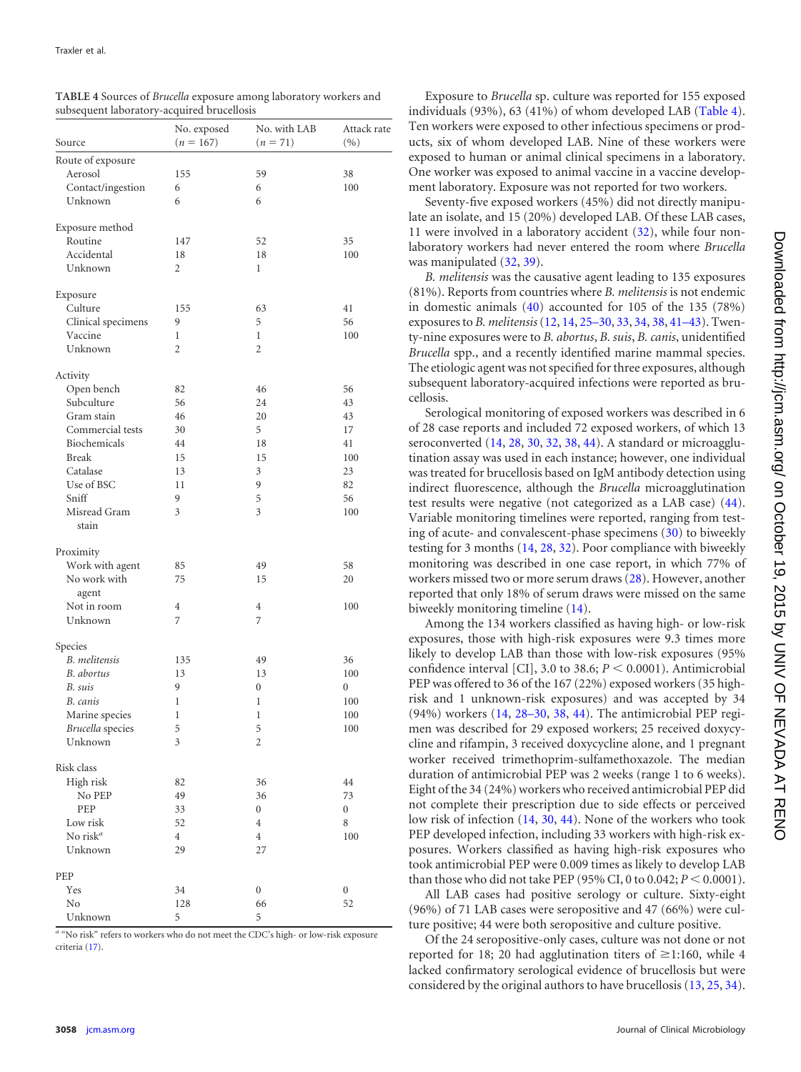**TABLE 4** Sources of *Brucella* exposure among laboratory workers and subsequent laboratory-acquired brucellosis

| Source | No. exposed ($n$ = 167) | No. with LAB ($n$ = 71) | Attack rate (%) |
|---|---|---|---|
| Route of exposure | | | |
| Aerosol | 155 | 59 | 38 |
| Contact/ingestion | 6 | 6 | 100 |
| Unknown | 6 | 6 | |
| Exposure method | | | |
| Routine | 147 | 52 | 35 |
| Accidental | 18 | 18 | 100 |
| Unknown | 2 | 1 | |
| Exposure | | | |
| Culture | 155 | 63 | 41 |
| Clinical specimens | 9 | 5 | 56 |
| Vaccine | 1 | 1 | 100 |
| Unknown | 2 | 2 | |
| Activity | | | |
| Open bench | 82 | 46 | 56 |
| Subculture | 56 | 24 | 43 |
| Gram stain | 46 | 20 | 43 |
| Commercial tests | 30 | 5 | 17 |
| Biochemicals | 44 | 18 | 41 |
| Break | 15 | 15 | 100 |
| Catalase | 13 | 3 | 23 |
| Use of BSC | 11 | 9 | 82 |
| Sniff | 9 | 5 | 56 |
| Misread Gram stain | 3 | 3 | 100 |
| Proximity | | | |
| Work with agent | 85 | 49 | 58 |
| No work with agent | 75 | 15 | 20 |
| Not in room | 4 | 4 | 100 |
| Unknown | 7 | 7 | |
| Species | | | |
| *B. melitensis* | 135 | 49 | 36 |
| *B. abortus* | 13 | 13 | 100 |
| *B. suis* | 9 | 0 | 0 |
| *B. canis* | 1 | 1 | 100 |
| Marine species | 1 | 1 | 100 |
| *Brucella* species | 5 | 5 | 100 |
| Unknown | 3 | 2 | |
| Risk class | | | |
| High risk | 82 | 36 | 44 |
| No PEP | 49 | 36 | 73 |
| PEP | 33 | 0 | 0 |
| Low risk | 52 | 4 | 8 |
| No risk[a] | 4 | 4 | 100 |
| Unknown | 29 | 27 | |
| PEP | | | |
| Yes | 34 | 0 | 0 |
| No | 128 | 66 | 52 |
| Unknown | 5 | 5 | |

[a] "No risk" refers to workers who do not meet the CDC's high- or low-risk exposure criteria (17).

Exposure to *Brucella* sp. culture was reported for 155 exposed individuals (93%), 63 (41%) of whom developed LAB (Table 4). Ten workers were exposed to other infectious specimens or products, six of whom developed LAB. Nine of these workers were exposed to human or animal clinical specimens in a laboratory. One worker was exposed to animal vaccine in a vaccine development laboratory. Exposure was not reported for two workers.

Seventy-five exposed workers (45%) did not directly manipulate an isolate, and 15 (20%) developed LAB. Of these LAB cases, 11 were involved in a laboratory accident (32), while four nonlaboratory workers had never entered the room where *Brucella* was manipulated (32, 39).

*B. melitensis* was the causative agent leading to 135 exposures (81%). Reports from countries where *B. melitensis* is not endemic in domestic animals (40) accounted for 105 of the 135 (78%) exposures to *B. melitensis* (12, 14, 25–30, 33, 34, 38, 41–43). Twenty-nine exposures were to *B. abortus*, *B. suis*, *B. canis*, unidentified *Brucella* spp., and a recently identified marine mammal species. The etiologic agent was not specified for three exposures, although subsequent laboratory-acquired infections were reported as brucellosis.

Serological monitoring of exposed workers was described in 6 of 28 case reports and included 72 exposed workers, of which 13 seroconverted (14, 28, 30, 32, 38, 44). A standard or microagglutination assay was used in each instance; however, one individual was treated for brucellosis based on IgM antibody detection using indirect fluorescence, although the *Brucella* microagglutination test results were negative (not categorized as a LAB case) (44). Variable monitoring timelines were reported, ranging from testing of acute- and convalescent-phase specimens (30) to biweekly testing for 3 months (14, 28, 32). Poor compliance with biweekly monitoring was described in one case report, in which 77% of workers missed two or more serum draws (28). However, another reported that only 18% of serum draws were missed on the same biweekly monitoring timeline (14).

Among the 134 workers classified as having high- or low-risk exposures, those with high-risk exposures were 9.3 times more likely to develop LAB than those with low-risk exposures (95% confidence interval [CI], 3.0 to 38.6; $P < 0.0001$). Antimicrobial PEP was offered to 36 of the 167 (22%) exposed workers (35 high-risk and 1 unknown-risk exposures) and was accepted by 34 (94%) workers (14, 28–30, 38, 44). The antimicrobial PEP regimen was described for 29 exposed workers; 25 received doxycycline and rifampin, 3 received doxycycline alone, and 1 pregnant worker received trimethoprim-sulfamethoxazole. The median duration of antimicrobial PEP was 2 weeks (range 1 to 6 weeks). Eight of the 34 (24%) workers who received antimicrobial PEP did not complete their prescription due to side effects or perceived low risk of infection (14, 30, 44). None of the workers who took PEP developed infection, including 33 workers with high-risk exposures. Workers classified as having high-risk exposures who took antimicrobial PEP were 0.009 times as likely to develop LAB than those who did not take PEP (95% CI, 0 to 0.042; $P < 0.0001$).

All LAB cases had positive serology or culture. Sixty-eight (96%) of 71 LAB cases were seropositive and 47 (66%) were culture positive; 44 were both seropositive and culture positive.

Of the 24 seropositive-only cases, culture was not done or not reported for 18; 20 had agglutination titers of $\geq$1:160, while 4 lacked confirmatory serological evidence of brucellosis but were considered by the original authors to have brucellosis (13, 25, 34).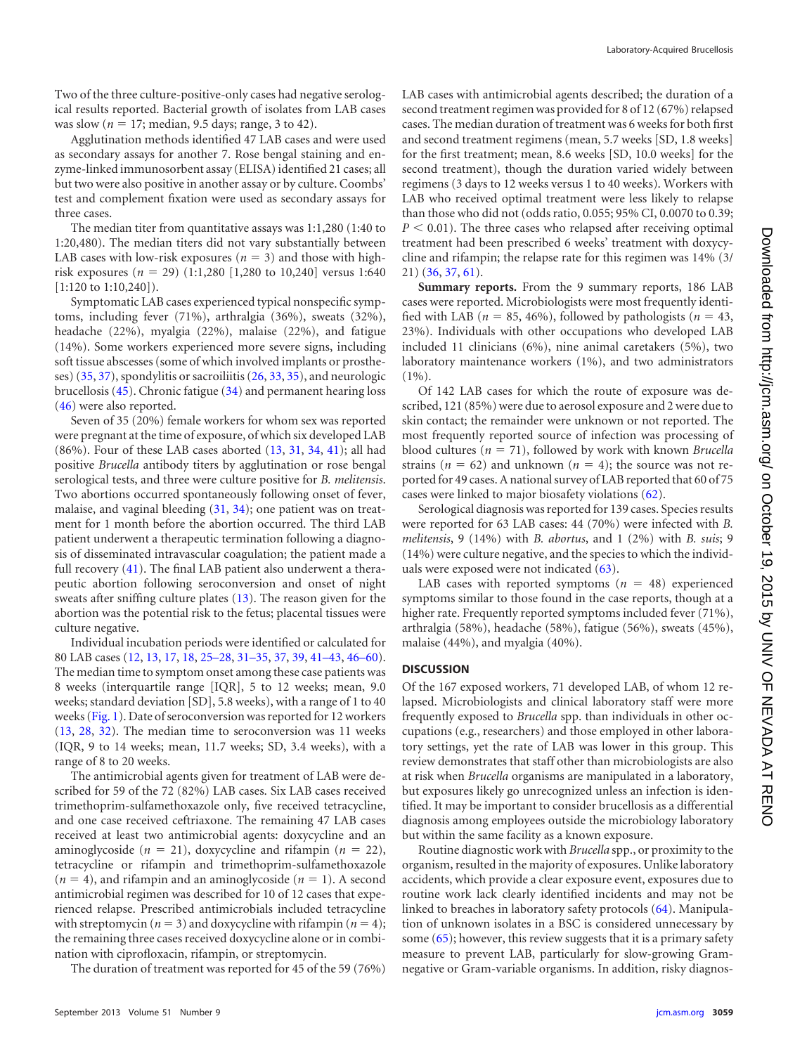Two of the three culture-positive-only cases had negative serological results reported. Bacterial growth of isolates from LAB cases was slow ($n = 17$; median, 9.5 days; range, 3 to 42).

Agglutination methods identified 47 LAB cases and were used as secondary assays for another 7. Rose bengal staining and enzyme-linked immunosorbent assay (ELISA) identified 21 cases; all but two were also positive in another assay or by culture. Coombs' test and complement fixation were used as secondary assays for three cases.

The median titer from quantitative assays was 1:1,280 (1:40 to 1:20,480). The median titers did not vary substantially between LAB cases with low-risk exposures ($n = 3$) and those with high-risk exposures ($n = 29$) (1:1,280 [1,280 to 10,240] versus 1:640 [1:120 to 1:10,240]).

Symptomatic LAB cases experienced typical nonspecific symptoms, including fever (71%), arthralgia (36%), sweats (32%), headache (22%), myalgia (22%), malaise (22%), and fatigue (14%). Some workers experienced more severe signs, including soft tissue abscesses (some of which involved implants or prostheses) (35, 37), spondylitis or sacroiliitis (26, 33, 35), and neurologic brucellosis (45). Chronic fatigue (34) and permanent hearing loss (46) were also reported.

Seven of 35 (20%) female workers for whom sex was reported were pregnant at the time of exposure, of which six developed LAB (86%). Four of these LAB cases aborted (13, 31, 34, 41); all had positive *Brucella* antibody titers by agglutination or rose bengal serological tests, and three were culture positive for *B. melitensis*. Two abortions occurred spontaneously following onset of fever, malaise, and vaginal bleeding (31, 34); one patient was on treatment for 1 month before the abortion occurred. The third LAB patient underwent a therapeutic termination following a diagnosis of disseminated intravascular coagulation; the patient made a full recovery (41). The final LAB patient also underwent a therapeutic abortion following seroconversion and onset of night sweats after sniffing culture plates (13). The reason given for the abortion was the potential risk to the fetus; placental tissues were culture negative.

Individual incubation periods were identified or calculated for 80 LAB cases (12, 13, 17, 18, 25–28, 31–35, 37, 39, 41–43, 46–60). The median time to symptom onset among these case patients was 8 weeks (interquartile range [IQR], 5 to 12 weeks; mean, 9.0 weeks; standard deviation [SD], 5.8 weeks), with a range of 1 to 40 weeks (Fig. 1). Date of seroconversion was reported for 12 workers (13, 28, 32). The median time to seroconversion was 11 weeks (IQR, 9 to 14 weeks; mean, 11.7 weeks; SD, 3.4 weeks), with a range of 8 to 20 weeks.

The antimicrobial agents given for treatment of LAB were described for 59 of the 72 (82%) LAB cases. Six LAB cases received trimethoprim-sulfamethoxazole only, five received tetracycline, and one case received ceftriaxone. The remaining 47 LAB cases received at least two antimicrobial agents: doxycycline and an aminoglycoside ($n = 21$), doxycycline and rifampin ($n = 22$), tetracycline or rifampin and trimethoprim-sulfamethoxazole ($n = 4$), and rifampin and an aminoglycoside ($n = 1$). A second antimicrobial regimen was described for 10 of 12 cases that experienced relapse. Prescribed antimicrobials included tetracycline with streptomycin ($n = 3$) and doxycycline with rifampin ($n = 4$); the remaining three cases received doxycycline alone or in combination with ciprofloxacin, rifampin, or streptomycin.

The duration of treatment was reported for 45 of the 59 (76%) LAB cases with antimicrobial agents described; the duration of a second treatment regimen was provided for 8 of 12 (67%) relapsed cases. The median duration of treatment was 6 weeks for both first and second treatment regimens (mean, 5.7 weeks [SD, 1.8 weeks] for the first treatment; mean, 8.6 weeks [SD, 10.0 weeks] for the second treatment), though the duration varied widely between regimens (3 days to 12 weeks versus 1 to 40 weeks). Workers with LAB who received optimal treatment were less likely to relapse than those who did not (odds ratio, 0.055; 95% CI, 0.0070 to 0.39; $P < 0.01$). The three cases who relapsed after receiving optimal treatment had been prescribed 6 weeks' treatment with doxycycline and rifampin; the relapse rate for this regimen was 14% (3/21) (36, 37, 61).

**Summary reports.** From the 9 summary reports, 186 LAB cases were reported. Microbiologists were most frequently identified with LAB ($n = 85$, 46%), followed by pathologists ($n = 43$, 23%). Individuals with other occupations who developed LAB included 11 clinicians (6%), nine animal caretakers (5%), two laboratory maintenance workers (1%), and two administrators (1%).

Of 142 LAB cases for which the route of exposure was described, 121 (85%) were due to aerosol exposure and 2 were due to skin contact; the remainder were unknown or not reported. The most frequently reported source of infection was processing of blood cultures ($n = 71$), followed by work with known *Brucella* strains ($n = 62$) and unknown ($n = 4$); the source was not reported for 49 cases. A national survey of LAB reported that 60 of 75 cases were linked to major biosafety violations (62).

Serological diagnosis was reported for 139 cases. Species results were reported for 63 LAB cases: 44 (70%) were infected with *B. melitensis*, 9 (14%) with *B. abortus*, and 1 (2%) with *B. suis*; 9 (14%) were culture negative, and the species to which the individuals were exposed were not indicated (63).

LAB cases with reported symptoms ($n = 48$) experienced symptoms similar to those found in the case reports, though at a higher rate. Frequently reported symptoms included fever (71%), arthralgia (58%), headache (58%), fatigue (56%), sweats (45%), malaise (44%), and myalgia (40%).

## DISCUSSION

Of the 167 exposed workers, 71 developed LAB, of whom 12 relapsed. Microbiologists and clinical laboratory staff were more frequently exposed to *Brucella* spp. than individuals in other occupations (e.g., researchers) and those employed in other laboratory settings, yet the rate of LAB was lower in this group. This review demonstrates that staff other than microbiologists are also at risk when *Brucella* organisms are manipulated in a laboratory, but exposures likely go unrecognized unless an infection is identified. It may be important to consider brucellosis as a differential diagnosis among employees outside the microbiology laboratory but within the same facility as a known exposure.

Routine diagnostic work with *Brucella* spp., or proximity to the organism, resulted in the majority of exposures. Unlike laboratory accidents, which provide a clear exposure event, exposures due to routine work lack clearly identified incidents and may not be linked to breaches in laboratory safety protocols (64). Manipulation of unknown isolates in a BSC is considered unnecessary by some (65); however, this review suggests that it is a primary safety measure to prevent LAB, particularly for slow-growing Gram-negative or Gram-variable organisms. In addition, risky diagnos-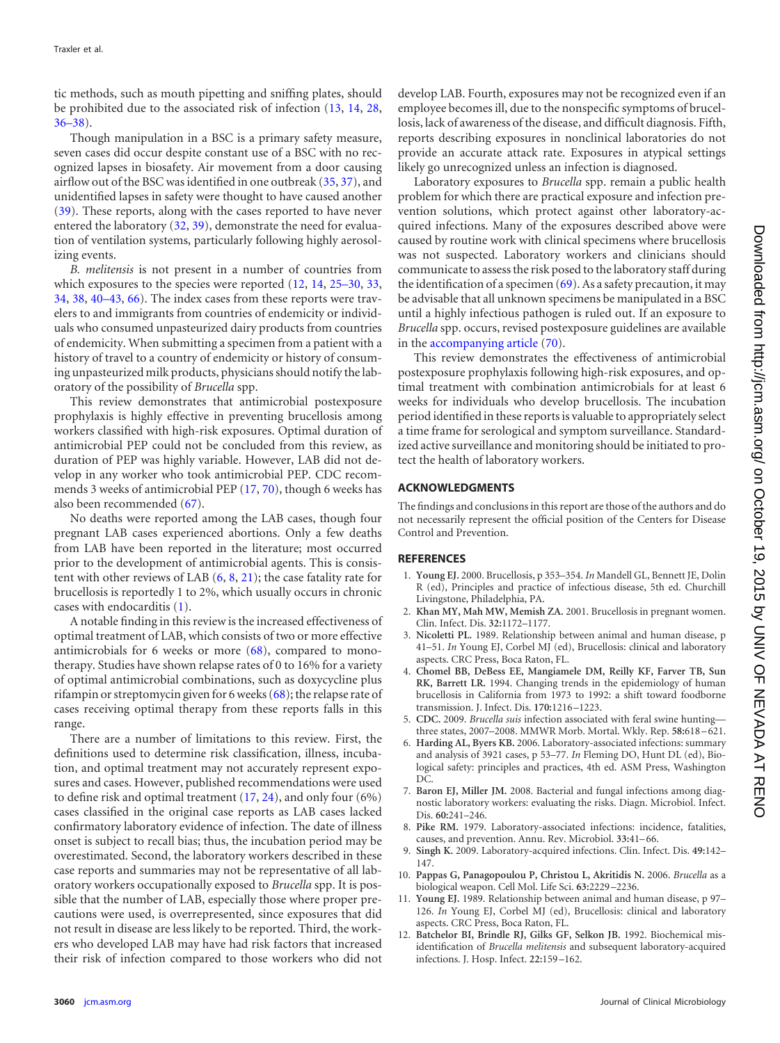tic methods, such as mouth pipetting and sniffing plates, should be prohibited due to the associated risk of infection (13, 14, 28, 36–38).

Though manipulation in a BSC is a primary safety measure, seven cases did occur despite constant use of a BSC with no recognized lapses in biosafety. Air movement from a door causing airflow out of the BSC was identified in one outbreak (35, 37), and unidentified lapses in safety were thought to have caused another (39). These reports, along with the cases reported to have never entered the laboratory (32, 39), demonstrate the need for evaluation of ventilation systems, particularly following highly aerosolizing events.

*B. melitensis* is not present in a number of countries from which exposures to the species were reported (12, 14, 25–30, 33, 34, 38, 40–43, 66). The index cases from these reports were travelers to and immigrants from countries of endemicity or individuals who consumed unpasteurized dairy products from countries of endemicity. When submitting a specimen from a patient with a history of travel to a country of endemicity or history of consuming unpasteurized milk products, physicians should notify the laboratory of the possibility of *Brucella* spp.

This review demonstrates that antimicrobial postexposure prophylaxis is highly effective in preventing brucellosis among workers classified with high-risk exposures. Optimal duration of antimicrobial PEP could not be concluded from this review, as duration of PEP was highly variable. However, LAB did not develop in any worker who took antimicrobial PEP. CDC recommends 3 weeks of antimicrobial PEP (17, 70), though 6 weeks has also been recommended (67).

No deaths were reported among the LAB cases, though four pregnant LAB cases experienced abortions. Only a few deaths from LAB have been reported in the literature; most occurred prior to the development of antimicrobial agents. This is consistent with other reviews of LAB (6, 8, 21); the case fatality rate for brucellosis is reportedly 1 to 2%, which usually occurs in chronic cases with endocarditis (1).

A notable finding in this review is the increased effectiveness of optimal treatment of LAB, which consists of two or more effective antimicrobials for 6 weeks or more (68), compared to monotherapy. Studies have shown relapse rates of 0 to 16% for a variety of optimal antimicrobial combinations, such as doxycycline plus rifampin or streptomycin given for 6 weeks (68); the relapse rate of cases receiving optimal therapy from these reports falls in this range.

There are a number of limitations to this review. First, the definitions used to determine risk classification, illness, incubation, and optimal treatment may not accurately represent exposures and cases. However, published recommendations were used to define risk and optimal treatment (17, 24), and only four (6%) cases classified in the original case reports as LAB cases lacked confirmatory laboratory evidence of infection. The date of illness onset is subject to recall bias; thus, the incubation period may be overestimated. Second, the laboratory workers described in these case reports and summaries may not be representative of all laboratory workers occupationally exposed to *Brucella* spp. It is possible that the number of LAB, especially those where proper precautions were used, is overrepresented, since exposures that did not result in disease are less likely to be reported. Third, the workers who developed LAB may have had risk factors that increased their risk of infection compared to those workers who did not develop LAB. Fourth, exposures may not be recognized even if an employee becomes ill, due to the nonspecific symptoms of brucellosis, lack of awareness of the disease, and difficult diagnosis. Fifth, reports describing exposures in nonclinical laboratories do not provide an accurate attack rate. Exposures in atypical settings likely go unrecognized unless an infection is diagnosed.

Laboratory exposures to *Brucella* spp. remain a public health problem for which there are practical exposure and infection prevention solutions, which protect against other laboratory-acquired infections. Many of the exposures described above were caused by routine work with clinical specimens where brucellosis was not suspected. Laboratory workers and clinicians should communicate to assess the risk posed to the laboratory staff during the identification of a specimen (69). As a safety precaution, it may be advisable that all unknown specimens be manipulated in a BSC until a highly infectious pathogen is ruled out. If an exposure to *Brucella* spp. occurs, revised postexposure guidelines are available in the accompanying article (70).

This review demonstrates the effectiveness of antimicrobial postexposure prophylaxis following high-risk exposures, and optimal treatment with combination antimicrobials for at least 6 weeks for individuals who develop brucellosis. The incubation period identified in these reports is valuable to appropriately select a time frame for serological and symptom surveillance. Standardized active surveillance and monitoring should be initiated to protect the health of laboratory workers.

## ACKNOWLEDGMENTS

The findings and conclusions in this report are those of the authors and do not necessarily represent the official position of the Centers for Disease Control and Prevention.

## REFERENCES

1. **Young EJ.** 2000. Brucellosis, p 353–354. *In* Mandell GL, Bennett JE, Dolin R (ed), Principles and practice of infectious disease, 5th ed. Churchill Livingstone, Philadelphia, PA.
2. **Khan MY, Mah MW, Memish ZA.** 2001. Brucellosis in pregnant women. Clin. Infect. Dis. **32:**1172–1177.
3. **Nicoletti PL.** 1989. Relationship between animal and human disease, p 41–51. *In* Young EJ, Corbel MJ (ed), Brucellosis: clinical and laboratory aspects. CRC Press, Boca Raton, FL.
4. **Chomel BB, DeBess EE, Mangiamele DM, Reilly KF, Farver TB, Sun RK, Barrett LR.** 1994. Changing trends in the epidemiology of human brucellosis in California from 1973 to 1992: a shift toward foodborne transmission. J. Infect. Dis. **170:**1216–1223.
5. **CDC.** 2009. *Brucella suis* infection associated with feral swine hunting—three states, 2007–2008. MMWR Morb. Mortal. Wkly. Rep. **58:**618–621.
6. **Harding AL, Byers KB.** 2006. Laboratory-associated infections: summary and analysis of 3921 cases, p 53–77. *In* Fleming DO, Hunt DL (ed), Biological safety: principles and practices, 4th ed. ASM Press, Washington DC.
7. **Baron EJ, Miller JM.** 2008. Bacterial and fungal infections among diagnostic laboratory workers: evaluating the risks. Diagn. Microbiol. Infect. Dis. **60:**241–246.
8. **Pike RM.** 1979. Laboratory-associated infections: incidence, fatalities, causes, and prevention. Annu. Rev. Microbiol. **33:**41–66.
9. **Singh K.** 2009. Laboratory-acquired infections. Clin. Infect. Dis. **49:**142–147.
10. **Pappas G, Panagopoulou P, Christou L, Akritidis N.** 2006. *Brucella* as a biological weapon. Cell Mol. Life Sci. **63:**2229–2236.
11. **Young EJ.** 1989. Relationship between animal and human disease, p 97–126. *In* Young EJ, Corbel MJ (ed), Brucellosis: clinical and laboratory aspects. CRC Press, Boca Raton, FL.
12. **Batchelor BI, Brindle RJ, Gilks GF, Selkon JB.** 1992. Biochemical misidentification of *Brucella melitensis* and subsequent laboratory-acquired infections. J. Hosp. Infect. **22:**159–162.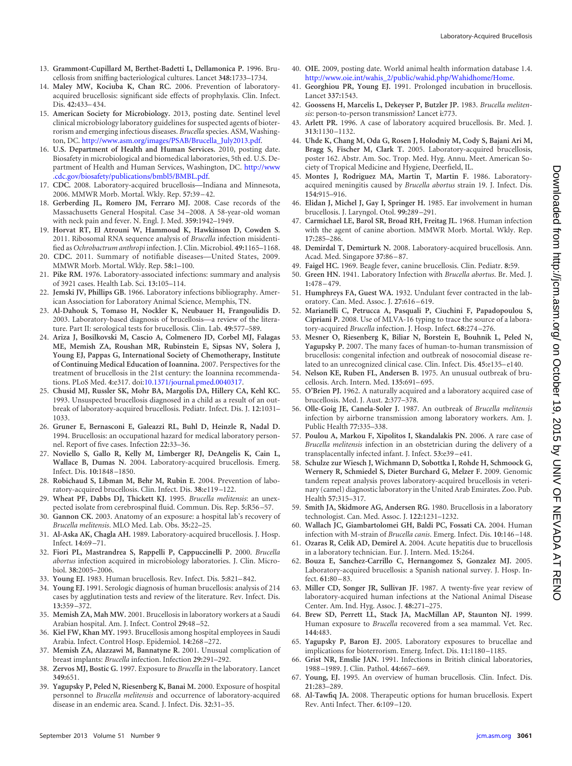13. **Grammont-Cupillard M, Berthet-Badetti L, Dellamonica P.** 1996. Brucellosis from sniffing bacteriological cultures. Lancet **348:**1733–1734.
14. **Maley MW, Kociuba K, Chan RC.** 2006. Prevention of laboratory-acquired brucellosis: significant side effects of prophylaxis. Clin. Infect. Dis. **42:**433–434.
15. **American Society for Microbiology.** 2013, posting date. Sentinel level clinical microbiology laboratory guidelines for suspected agents of bioterrorism and emerging infectious diseases. *Brucella* species. ASM, Washington, DC. http://www.asm.org/images/PSAB/Brucella_July2013.pdf.
16. **U.S. Department of Health and Human Services.** 2010, posting date. Biosafety in microbiological and biomedical laboratories, 5th ed. U.S. Department of Health and Human Services, Washington, DC. http://www.cdc.gov/biosafety/publications/bmbl5/BMBL.pdf.
17. **CDC.** 2008. Laboratory-acquired brucellosis—Indiana and Minnesota, 2006. MMWR Morb. Mortal. Wkly. Rep. **57:**39–42.
18. **Gerberding JL, Romero JM, Ferraro MJ.** 2008. Case records of the Massachusetts General Hospital. Case 34–2008. A 58-year-old woman with neck pain and fever. N. Engl. J. Med. **359:**1942–1949.
19. **Horvat RT, El Atrouni W, Hammoud K, Hawkinson D, Cowden S.** 2011. Ribosomal RNA sequence analysis of *Brucella* infection misidentified as *Ochrobactrum anthropi* infection. J. Clin. Microbiol. **49:**1165–1168.
20. **CDC.** 2011. Summary of notifiable diseases—United States, 2009. MMWR Morb. Mortal. Wkly. Rep. **58:**1–100.
21. **Pike RM.** 1976. Laboratory-associated infections: summary and analysis of 3921 cases. Health Lab. Sci. **13:**105–114.
22. **Jemski JV, Phillips GB.** 1966. Laboratory infections bibliography. American Association for Laboratory Animal Science, Memphis, TN.
23. **Al-Dahouk S, Tomaso H, Nockler K, Neubauer H, Frangoulidis D.** 2003. Laboratory-based diagnosis of brucellosis—a review of the literature. Part II: serological tests for brucellosis. Clin. Lab. **49:**577–589.
24. **Ariza J, Bosilkovski M, Cascio A, Colmenero JD, Corbel MJ, Falagas ME, Memish ZA, Roushan MR, Rubinstein E, Sipsas NV, Solera J, Young EJ, Pappas G, International Society of Chemotherapy, Institute of Continuing Medical Education of Ioannina.** 2007. Perspectives for the treatment of brucellosis in the 21st century: the Ioannina recommendations. PLoS Med. **4:**e317. doi:10.1371/journal.pmed.0040317.
25. **Chusid MJ, Russler SK, Mohr BA, Margolis DA, Hillery CA, Kehl KC.** 1993. Unsuspected brucellosis diagnosed in a child as a result of an outbreak of laboratory-acquired brucellosis. Pediatr. Infect. Dis. J. **12:**1031–1033.
26. **Gruner E, Bernasconi E, Galeazzi RL, Buhl D, Heinzle R, Nadal D.** 1994. Brucellosis: an occupational hazard for medical laboratory personnel. Report of five cases. Infection **22:**33–36.
27. **Noviello S, Gallo R, Kelly M, Limberger RJ, DeAngelis K, Cain L, Wallace B, Dumas N.** 2004. Laboratory-acquired brucellosis. Emerg. Infect. Dis. **10:**1848–1850.
28. **Robichaud S, Libman M, Behr M, Rubin E.** 2004. Prevention of laboratory-acquired brucellosis. Clin. Infect. Dis. **38:**e119–122.
29. **Wheat PF, Dabbs DJ, Thickett KJ.** 1995. *Brucella melitensis*: an unexpected isolate from cerebrospinal fluid. Commun. Dis. Rep. **5:**R56–57.
30. **Gannon CK.** 2003. Anatomy of an exposure: a hospital lab's recovery of *Brucella melitensis*. MLO Med. Lab. Obs. **35:**22–25.
31. **Al-Aska AK, Chagla AH.** 1989. Laboratory-acquired brucellosis. J. Hosp. Infect. **14:**69–71.
32. **Fiori PL, Mastrandrea S, Rappelli P, Cappuccinelli P.** 2000. *Brucella abortus* infection acquired in microbiology laboratories. J. Clin. Microbiol. **38:**2005–2006.
33. **Young EJ.** 1983. Human brucellosis. Rev. Infect. Dis. **5:**821–842.
34. **Young EJ.** 1991. Serologic diagnosis of human brucellosis: analysis of 214 cases by agglutination tests and review of the literature. Rev. Infect. Dis. **13:**359–372.
35. **Memish ZA, Mah MW.** 2001. Brucellosis in laboratory workers at a Saudi Arabian hospital. Am. J. Infect. Control **29:**48–52.
36. **Kiel FW, Khan MY.** 1993. Brucellosis among hospital employees in Saudi Arabia. Infect. Control Hosp. Epidemiol. **14:**268–272.
37. **Memish ZA, Alazzawi M, Bannatyne R.** 2001. Unusual complication of breast implants: *Brucella* infection. Infection **29:**291–292.
38. **Zervos MJ, Bostic G.** 1997. Exposure to *Brucella* in the laboratory. Lancet **349:**651.
39. **Yagupsky P, Peled N, Riesenberg K, Banai M.** 2000. Exposure of hospital personnel to *Brucella melitensis* and occurrence of laboratory-acquired disease in an endemic area. Scand. J. Infect. Dis. **32:**31–35.
40. **OIE.** 2009, posting date. World animal health information database 1.4. http://www.oie.int/wahis_2/public/wahid.php/Wahidhome/Home.
41. **Georghiou PR, Young EJ.** 1991. Prolonged incubation in brucellosis. Lancet **337:**1543.
42. **Goossens H, Marcelis L, Dekeyser P, Butzler JP.** 1983. *Brucella melitensis*: person-to-person transmission? Lancet **i:**773.
43. **Arlett PR.** 1996. A case of laboratory acquired brucellosis. Br. Med. J. **313:**1130–1132.
44. **Uhde K, Chang M, Oda G, Rosen J, Holodniy M, Cody S, Bajani Ari M, Bragg S, Fischer M, Clark T.** 2005. Laboratory-acquired brucellosis, poster 162. Abstr. Am. Soc. Trop. Med. Hyg. Annu. Meet. American Society of Tropical Medicine and Hygiene, Deerfield, IL.
45. **Montes J, Rodriguez MA, Martin T, Martin F.** 1986. Laboratory-acquired meningitis caused by *Brucella abortus* strain 19. J. Infect. Dis. **154:**915–916.
46. **Elidan J, Michel J, Gay I, Springer H.** 1985. Ear involvement in human brucellosis. J. Laryngol. Otol. **99:**289–291.
47. **Carmichael LE, Barol SR, Broad RH, Freitag JL.** 1968. Human infection with the agent of canine abortion. MMWR Morb. Mortal. Wkly. Rep. **17:**285–286.
48. **Demirdal T, Demirturk N.** 2008. Laboratory-acquired brucellosis. Ann. Acad. Med. Singapore **37:**86–87.
49. **Faigel HC.** 1969. Beagle fever, canine brucellosis. Clin. Pediatr. **8:**59.
50. **Green HN.** 1941. Laboratory Infection with *Brucella abortus*. Br. Med. J. **1:**478–479.
51. **Humphreys FA, Guest WA.** 1932. Undulant fever contracted in the laboratory. Can. Med. Assoc. J. **27:**616–619.
52. **Marianelli C, Petrucca A, Pasquali P, Ciuchini F, Papadopoulou S, Cipriani P.** 2008. Use of MLVA-16 typing to trace the source of a laboratory-acquired *Brucella* infection. J. Hosp. Infect. **68:**274–276.
53. **Mesner O, Riesenberg K, Biliar N, Borstein E, Bouhnik L, Peled N, Yagupsky P.** 2007. The many faces of human-to-human transmission of brucellosis: congenital infection and outbreak of nosocomial disease related to an unrecognized clinical case. Clin. Infect. Dis. **45:**e135–e140.
54. **Nelson KE, Ruben FL, Andersen B.** 1975. An unusual outbreak of brucellosis. Arch. Intern. Med. **135:**691–695.
55. **O'Brien PJ.** 1962. A naturally acquired and a laboratory acquired case of brucellosis. Med. J. Aust. **2:**377–378.
56. **Olle-Goig JE, Canela-Soler J.** 1987. An outbreak of *Brucella melitensis* infection by airborne transmission among laboratory workers. Am. J. Public Health **77:**335–338.
57. **Poulou A, Markou F, Xipolitos I, Skandalakis PN.** 2006. A rare case of *Brucella melitensis* infection in an obstetrician during the delivery of a transplacentally infected infant. J. Infect. **53:**e39–e41.
58. **Schulze zur Wiesch J, Wichmann D, Sobottka I, Rohde H, Schmoock G, Wernery R, Schmiedel S, Dieter Burchard G, Melzer F.** 2009. Genomic tandem repeat analysis proves laboratory-acquired brucellosis in veterinary (camel) diagnostic laboratory in the United Arab Emirates. Zoo. Pub. Health **57:**315–317.
59. **Smith JA, Skidmore AG, Andersen RG.** 1980. Brucellosis in a laboratory technologist. Can. Med. Assoc. J. **122:**1231–1232.
60. **Wallach JC, Giambartolomei GH, Baldi PC, Fossati CA.** 2004. Human infection with M-strain of *Brucella canis*. Emerg. Infect. Dis. **10:**146–148.
61. **Ozaras R, Celik AD, Demirel A.** 2004. Acute hepatitis due to brucellosis in a laboratory technician. Eur. J. Intern. Med. **15:**264.
62. **Bouza E, Sanchez-Carrillo C, Hernangomez S, Gonzalez MJ.** 2005. Laboratory-acquired brucellosis: a Spanish national survey. J. Hosp. Infect. **61:**80–83.
63. **Miller CD, Songer JR, Sullivan JF.** 1987. A twenty-five year review of laboratory-acquired human infections at the National Animal Disease Center. Am. Ind. Hyg. Assoc. J. **48:**271–275.
64. **Brew SD, Perrett LL, Stack JA, MacMillan AP, Staunton NJ.** 1999. Human exposure to *Brucella* recovered from a sea mammal. Vet. Rec. **144:**483.
65. **Yagupsky P, Baron EJ.** 2005. Laboratory exposures to brucellae and implications for bioterrorism. Emerg. Infect. Dis. **11:**1180–1185.
66. **Grist NR, Emslie JAN.** 1991. Infections in British clinical laboratories, 1988–1989. J. Clin. Pathol. **44:**667–669.
67. **Young, EJ.** 1995. An overview of human brucellosis. Clin. Infect. Dis. **21:**283–289.
68. **Al-Tawfiq JA.** 2008. Therapeutic options for human brucellosis. Expert Rev. Anti Infect. Ther. **6:**109–120.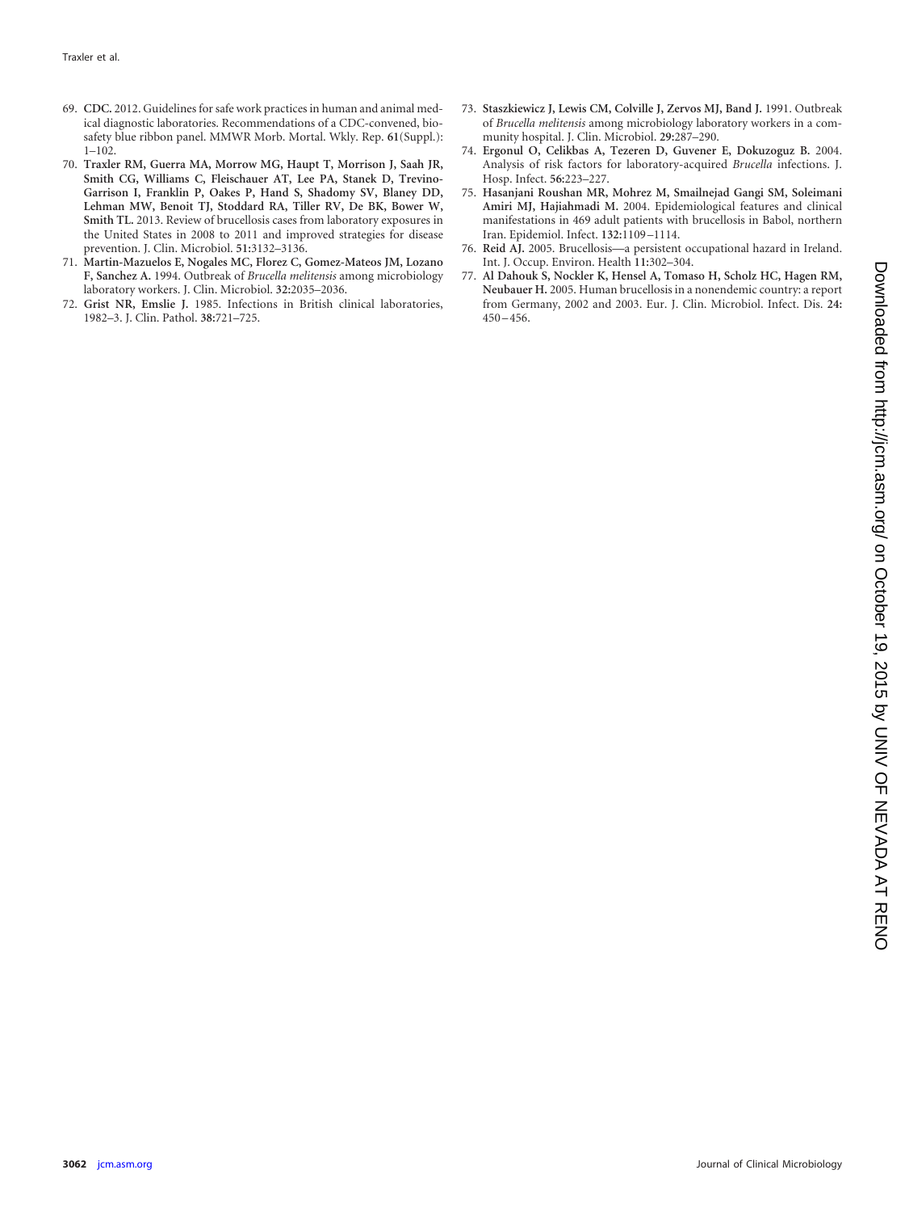69. **CDC.** 2012. Guidelines for safe work practices in human and animal medical diagnostic laboratories. Recommendations of a CDC-convened, biosafety blue ribbon panel. MMWR Morb. Mortal. Wkly. Rep. **61**(Suppl.): 1–102.
70. **Traxler RM, Guerra MA, Morrow MG, Haupt T, Morrison J, Saah JR, Smith CG, Williams C, Fleischauer AT, Lee PA, Stanek D, Trevino-Garrison I, Franklin P, Oakes P, Hand S, Shadomy SV, Blaney DD, Lehman MW, Benoit TJ, Stoddard RA, Tiller RV, De BK, Bower W, Smith TL.** 2013. Review of brucellosis cases from laboratory exposures in the United States in 2008 to 2011 and improved strategies for disease prevention. J. Clin. Microbiol. **51:**3132–3136.
71. **Martin-Mazuelos E, Nogales MC, Florez C, Gomez-Mateos JM, Lozano F, Sanchez A.** 1994. Outbreak of *Brucella melitensis* among microbiology laboratory workers. J. Clin. Microbiol. **32:**2035–2036.
72. **Grist NR, Emslie J.** 1985. Infections in British clinical laboratories, 1982–3. J. Clin. Pathol. **38:**721–725.
73. **Staszkiewicz J, Lewis CM, Colville J, Zervos MJ, Band J.** 1991. Outbreak of *Brucella melitensis* among microbiology laboratory workers in a community hospital. J. Clin. Microbiol. **29:**287–290.
74. **Ergonul O, Celikbas A, Tezeren D, Guvener E, Dokuzoguz B.** 2004. Analysis of risk factors for laboratory-acquired *Brucella* infections. J. Hosp. Infect. **56:**223–227.
75. **Hasanjani Roushan MR, Mohrez M, Smailnejad Gangi SM, Soleimani Amiri MJ, Hajiahmadi M.** 2004. Epidemiological features and clinical manifestations in 469 adult patients with brucellosis in Babol, northern Iran. Epidemiol. Infect. **132:**1109–1114.
76. **Reid AJ.** 2005. Brucellosis—a persistent occupational hazard in Ireland. Int. J. Occup. Environ. Health **11:**302–304.
77. **Al Dahouk S, Nockler K, Hensel A, Tomaso H, Scholz HC, Hagen RM, Neubauer H.** 2005. Human brucellosis in a nonendemic country: a report from Germany, 2002 and 2003. Eur. J. Clin. Microbiol. Infect. Dis. **24:** 450–456.